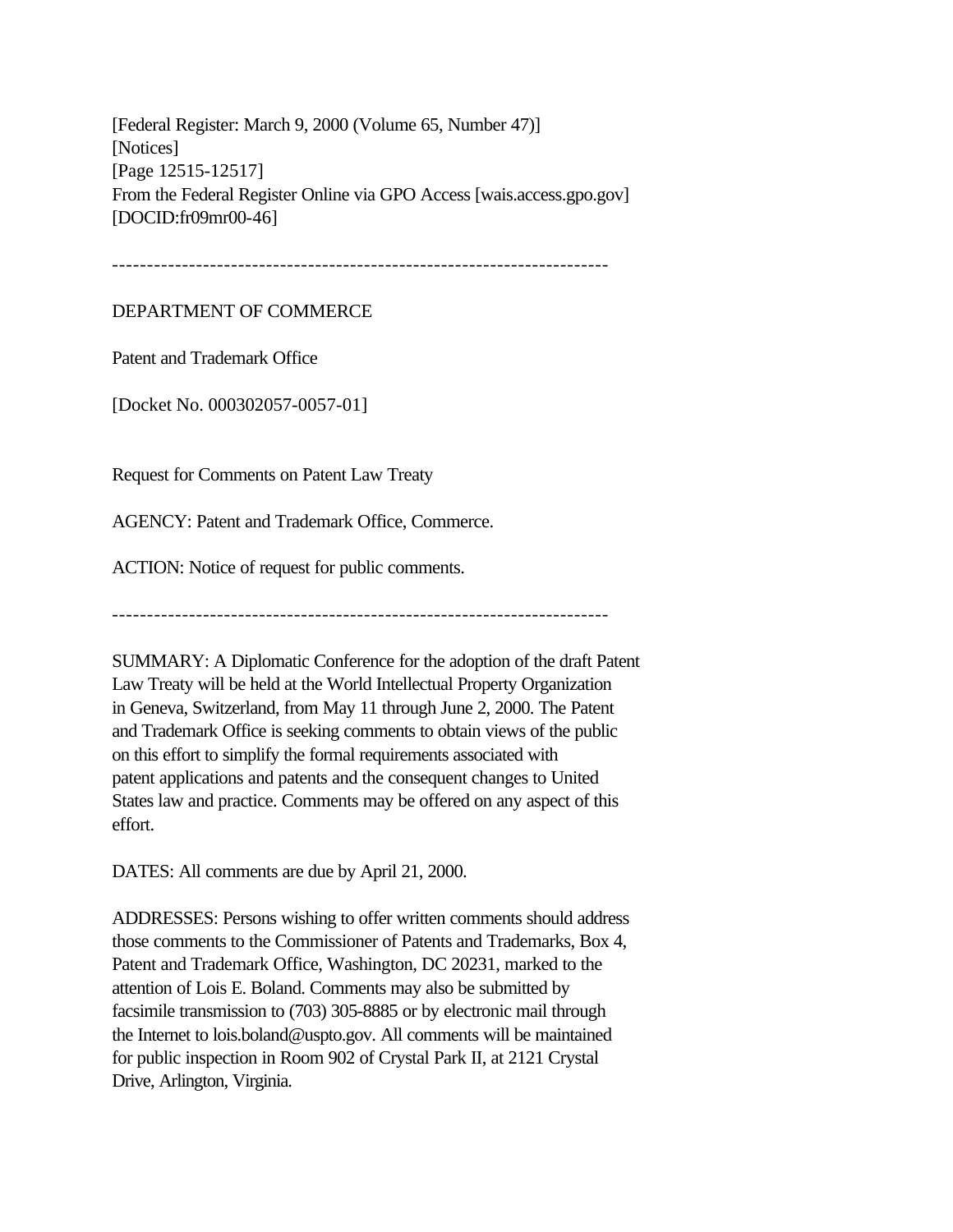[Federal Register: March 9, 2000 (Volume 65, Number 47)]
[Notices]
[Page 12515-12517]
From the Federal Register Online via GPO Access [wais.access.gpo.gov]
[DOCID:fr09mr00-46]

-----------------------------------------------------------------------

DEPARTMENT OF COMMERCE

Patent and Trademark Office

[Docket No. 000302057-0057-01]

Request for Comments on Patent Law Treaty

AGENCY: Patent and Trademark Office, Commerce.

ACTION: Notice of request for public comments.

-----------------------------------------------------------------------

SUMMARY: A Diplomatic Conference for the adoption of the draft Patent Law Treaty will be held at the World Intellectual Property Organization in Geneva, Switzerland, from May 11 through June 2, 2000. The Patent and Trademark Office is seeking comments to obtain views of the public on this effort to simplify the formal requirements associated with patent applications and patents and the consequent changes to United States law and practice. Comments may be offered on any aspect of this effort.

DATES: All comments are due by April 21, 2000.

ADDRESSES: Persons wishing to offer written comments should address those comments to the Commissioner of Patents and Trademarks, Box 4, Patent and Trademark Office, Washington, DC 20231, marked to the attention of Lois E. Boland. Comments may also be submitted by facsimile transmission to (703) 305-8885 or by electronic mail through the Internet to lois.boland@uspto.gov. All comments will be maintained for public inspection in Room 902 of Crystal Park II, at 2121 Crystal Drive, Arlington, Virginia.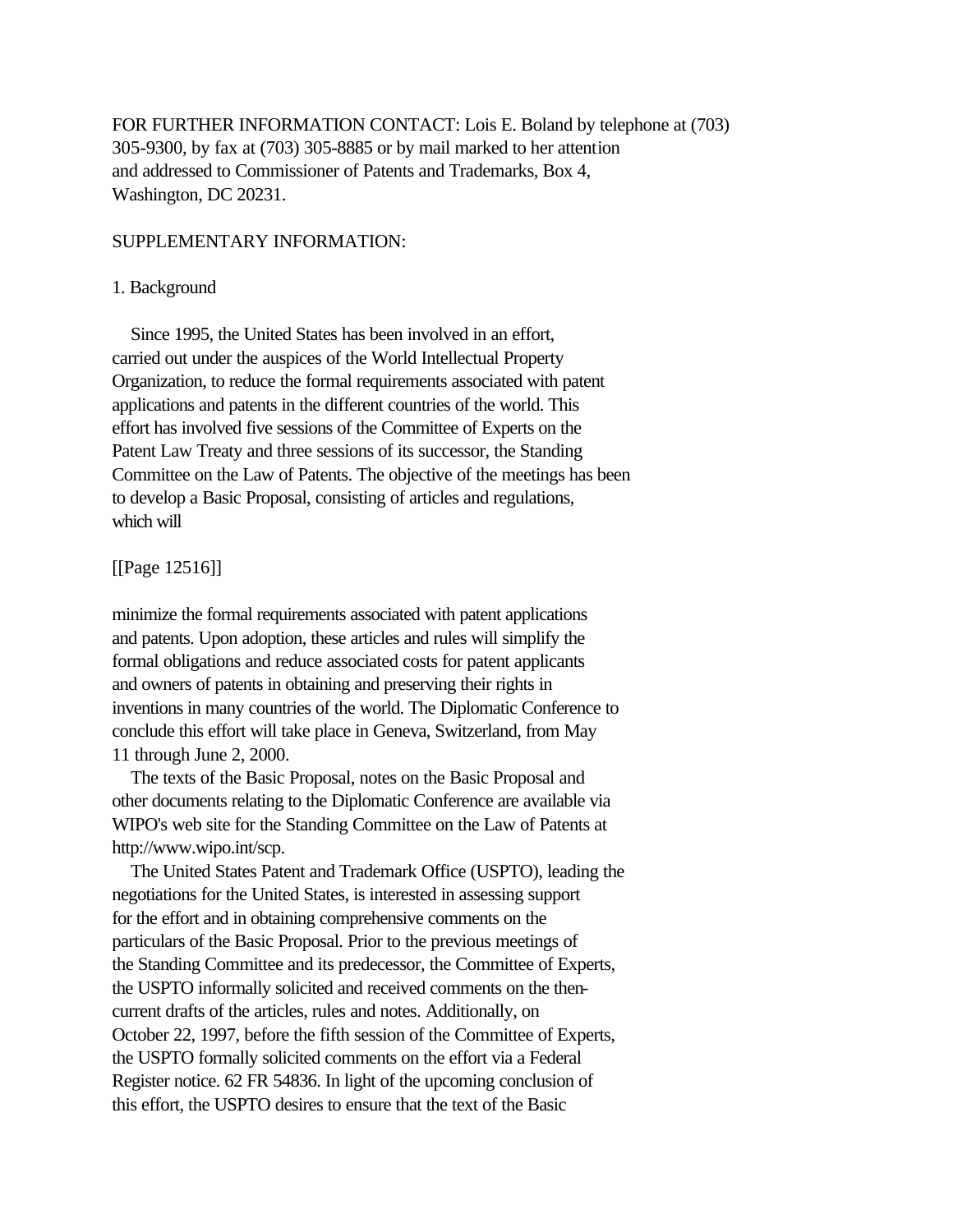FOR FURTHER INFORMATION CONTACT: Lois E. Boland by telephone at (703) 305-9300, by fax at (703) 305-8885 or by mail marked to her attention and addressed to Commissioner of Patents and Trademarks, Box 4, Washington, DC 20231.

SUPPLEMENTARY INFORMATION:

1. Background

Since 1995, the United States has been involved in an effort, carried out under the auspices of the World Intellectual Property Organization, to reduce the formal requirements associated with patent applications and patents in the different countries of the world. This effort has involved five sessions of the Committee of Experts on the Patent Law Treaty and three sessions of its successor, the Standing Committee on the Law of Patents. The objective of the meetings has been to develop a Basic Proposal, consisting of articles and regulations, which will

[[Page 12516]]

minimize the formal requirements associated with patent applications and patents. Upon adoption, these articles and rules will simplify the formal obligations and reduce associated costs for patent applicants and owners of patents in obtaining and preserving their rights in inventions in many countries of the world. The Diplomatic Conference to conclude this effort will take place in Geneva, Switzerland, from May 11 through June 2, 2000.

The texts of the Basic Proposal, notes on the Basic Proposal and other documents relating to the Diplomatic Conference are available via WIPO's web site for the Standing Committee on the Law of Patents at http://www.wipo.int/scp.

The United States Patent and Trademark Office (USPTO), leading the negotiations for the United States, is interested in assessing support for the effort and in obtaining comprehensive comments on the particulars of the Basic Proposal. Prior to the previous meetings of the Standing Committee and its predecessor, the Committee of Experts, the USPTO informally solicited and received comments on the then-current drafts of the articles, rules and notes. Additionally, on October 22, 1997, before the fifth session of the Committee of Experts, the USPTO formally solicited comments on the effort via a Federal Register notice. 62 FR 54836. In light of the upcoming conclusion of this effort, the USPTO desires to ensure that the text of the Basic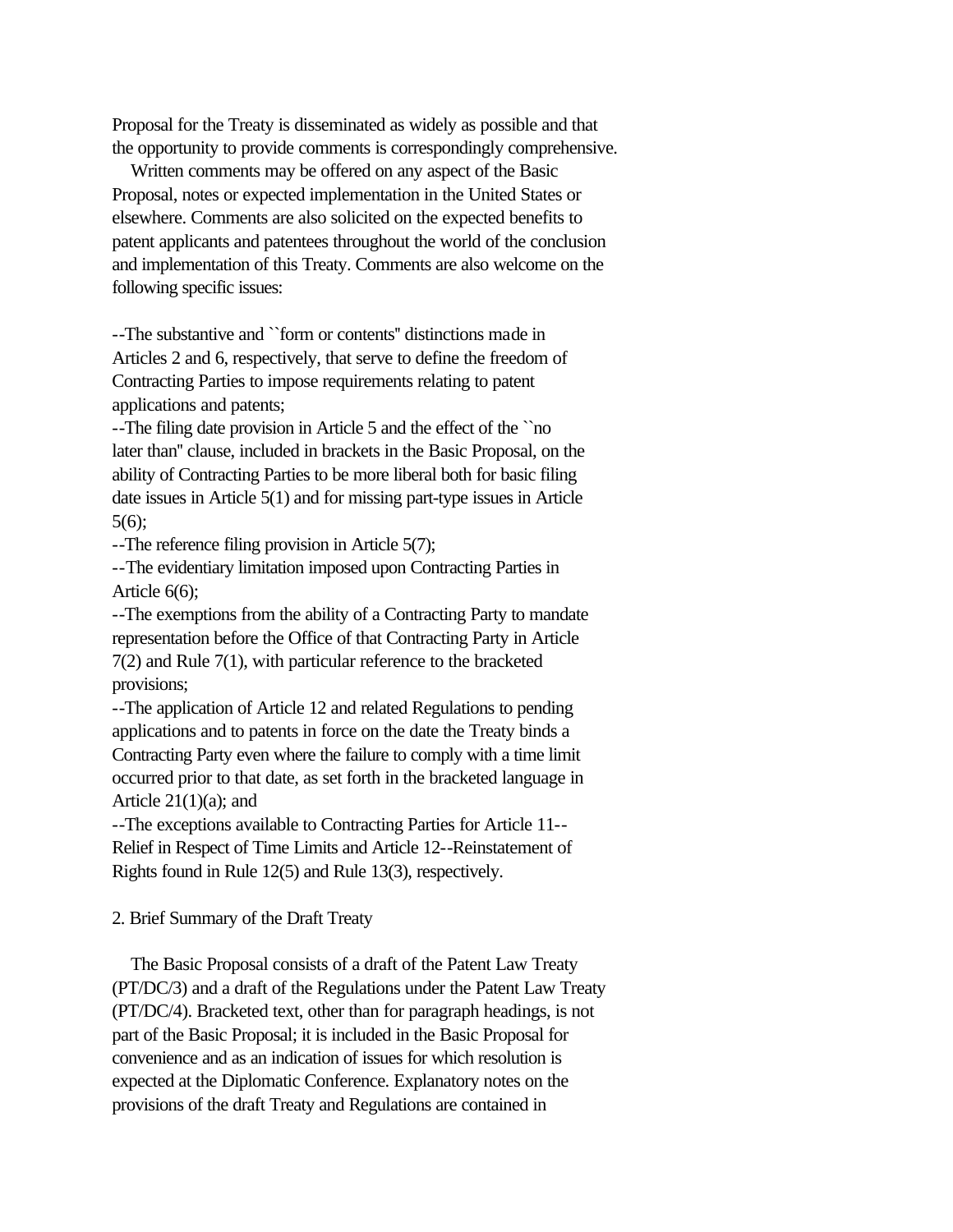Proposal for the Treaty is disseminated as widely as possible and that the opportunity to provide comments is correspondingly comprehensive.

Written comments may be offered on any aspect of the Basic Proposal, notes or expected implementation in the United States or elsewhere. Comments are also solicited on the expected benefits to patent applicants and patentees throughout the world of the conclusion and implementation of this Treaty. Comments are also welcome on the following specific issues:

--The substantive and ``form or contents'' distinctions made in Articles 2 and 6, respectively, that serve to define the freedom of Contracting Parties to impose requirements relating to patent applications and patents;

--The filing date provision in Article 5 and the effect of the ``no later than'' clause, included in brackets in the Basic Proposal, on the ability of Contracting Parties to be more liberal both for basic filing date issues in Article 5(1) and for missing part-type issues in Article 5(6);

--The reference filing provision in Article 5(7);

--The evidentiary limitation imposed upon Contracting Parties in Article 6(6);

--The exemptions from the ability of a Contracting Party to mandate representation before the Office of that Contracting Party in Article 7(2) and Rule 7(1), with particular reference to the bracketed provisions;

--The application of Article 12 and related Regulations to pending applications and to patents in force on the date the Treaty binds a Contracting Party even where the failure to comply with a time limit occurred prior to that date, as set forth in the bracketed language in Article 21(1)(a); and

--The exceptions available to Contracting Parties for Article 11--Relief in Respect of Time Limits and Article 12--Reinstatement of Rights found in Rule 12(5) and Rule 13(3), respectively.

2. Brief Summary of the Draft Treaty

The Basic Proposal consists of a draft of the Patent Law Treaty (PT/DC/3) and a draft of the Regulations under the Patent Law Treaty (PT/DC/4). Bracketed text, other than for paragraph headings, is not part of the Basic Proposal; it is included in the Basic Proposal for convenience and as an indication of issues for which resolution is expected at the Diplomatic Conference. Explanatory notes on the provisions of the draft Treaty and Regulations are contained in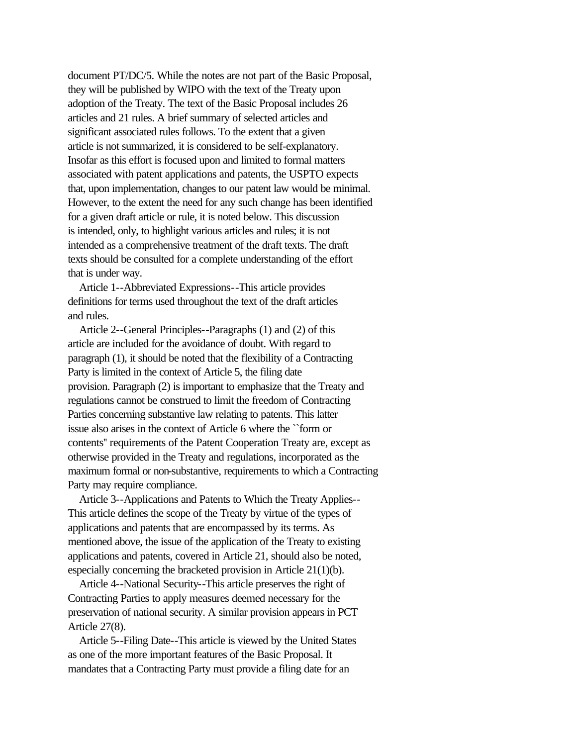document PT/DC/5. While the notes are not part of the Basic Proposal, they will be published by WIPO with the text of the Treaty upon adoption of the Treaty. The text of the Basic Proposal includes 26 articles and 21 rules. A brief summary of selected articles and significant associated rules follows. To the extent that a given article is not summarized, it is considered to be self-explanatory. Insofar as this effort is focused upon and limited to formal matters associated with patent applications and patents, the USPTO expects that, upon implementation, changes to our patent law would be minimal. However, to the extent the need for any such change has been identified for a given draft article or rule, it is noted below. This discussion is intended, only, to highlight various articles and rules; it is not intended as a comprehensive treatment of the draft texts. The draft texts should be consulted for a complete understanding of the effort that is under way.

Article 1--Abbreviated Expressions--This article provides definitions for terms used throughout the text of the draft articles and rules.

Article 2--General Principles--Paragraphs (1) and (2) of this article are included for the avoidance of doubt. With regard to paragraph (1), it should be noted that the flexibility of a Contracting Party is limited in the context of Article 5, the filing date provision. Paragraph (2) is important to emphasize that the Treaty and regulations cannot be construed to limit the freedom of Contracting Parties concerning substantive law relating to patents. This latter issue also arises in the context of Article 6 where the ``form or contents'' requirements of the Patent Cooperation Treaty are, except as otherwise provided in the Treaty and regulations, incorporated as the maximum formal or non-substantive, requirements to which a Contracting Party may require compliance.

Article 3--Applications and Patents to Which the Treaty Applies--This article defines the scope of the Treaty by virtue of the types of applications and patents that are encompassed by its terms. As mentioned above, the issue of the application of the Treaty to existing applications and patents, covered in Article 21, should also be noted, especially concerning the bracketed provision in Article 21(1)(b).

Article 4--National Security--This article preserves the right of Contracting Parties to apply measures deemed necessary for the preservation of national security. A similar provision appears in PCT Article 27(8).

Article 5--Filing Date--This article is viewed by the United States as one of the more important features of the Basic Proposal. It mandates that a Contracting Party must provide a filing date for an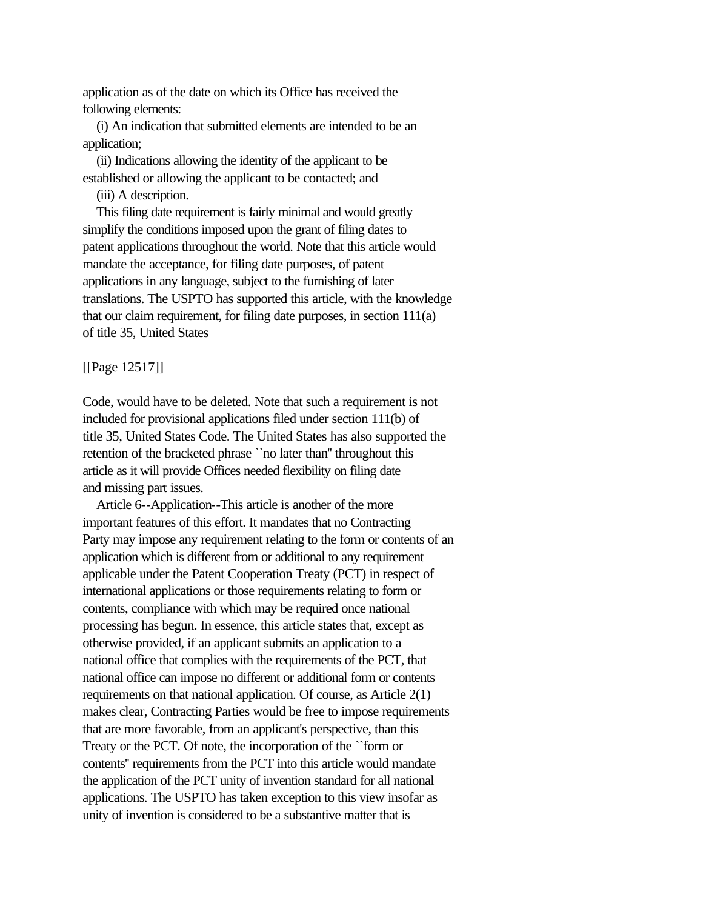application as of the date on which its Office has received the following elements:

(i) An indication that submitted elements are intended to be an application;

(ii) Indications allowing the identity of the applicant to be established or allowing the applicant to be contacted; and

(iii) A description.

This filing date requirement is fairly minimal and would greatly simplify the conditions imposed upon the grant of filing dates to patent applications throughout the world. Note that this article would mandate the acceptance, for filing date purposes, of patent applications in any language, subject to the furnishing of later translations. The USPTO has supported this article, with the knowledge that our claim requirement, for filing date purposes, in section 111(a) of title 35, United States

[[Page 12517]]

Code, would have to be deleted. Note that such a requirement is not included for provisional applications filed under section 111(b) of title 35, United States Code. The United States has also supported the retention of the bracketed phrase ``no later than'' throughout this article as it will provide Offices needed flexibility on filing date and missing part issues.

Article 6--Application--This article is another of the more important features of this effort. It mandates that no Contracting Party may impose any requirement relating to the form or contents of an application which is different from or additional to any requirement applicable under the Patent Cooperation Treaty (PCT) in respect of international applications or those requirements relating to form or contents, compliance with which may be required once national processing has begun. In essence, this article states that, except as otherwise provided, if an applicant submits an application to a national office that complies with the requirements of the PCT, that national office can impose no different or additional form or contents requirements on that national application. Of course, as Article 2(1) makes clear, Contracting Parties would be free to impose requirements that are more favorable, from an applicant's perspective, than this Treaty or the PCT. Of note, the incorporation of the ``form or contents'' requirements from the PCT into this article would mandate the application of the PCT unity of invention standard for all national applications. The USPTO has taken exception to this view insofar as unity of invention is considered to be a substantive matter that is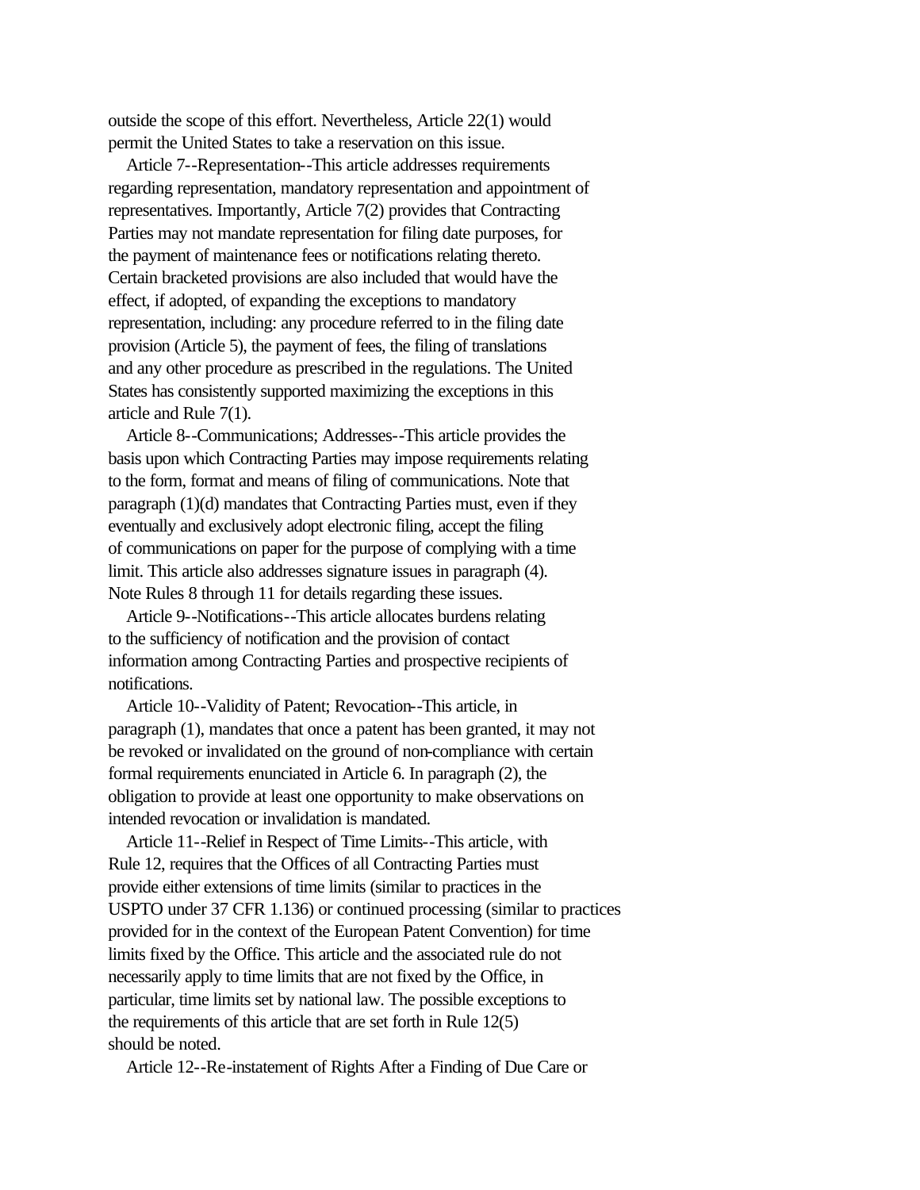outside the scope of this effort. Nevertheless, Article 22(1) would permit the United States to take a reservation on this issue.

Article 7--Representation--This article addresses requirements regarding representation, mandatory representation and appointment of representatives. Importantly, Article 7(2) provides that Contracting Parties may not mandate representation for filing date purposes, for the payment of maintenance fees or notifications relating thereto. Certain bracketed provisions are also included that would have the effect, if adopted, of expanding the exceptions to mandatory representation, including: any procedure referred to in the filing date provision (Article 5), the payment of fees, the filing of translations and any other procedure as prescribed in the regulations. The United States has consistently supported maximizing the exceptions in this article and Rule 7(1).

Article 8--Communications; Addresses--This article provides the basis upon which Contracting Parties may impose requirements relating to the form, format and means of filing of communications. Note that paragraph (1)(d) mandates that Contracting Parties must, even if they eventually and exclusively adopt electronic filing, accept the filing of communications on paper for the purpose of complying with a time limit. This article also addresses signature issues in paragraph (4). Note Rules 8 through 11 for details regarding these issues.

Article 9--Notifications--This article allocates burdens relating to the sufficiency of notification and the provision of contact information among Contracting Parties and prospective recipients of notifications.

Article 10--Validity of Patent; Revocation--This article, in paragraph (1), mandates that once a patent has been granted, it may not be revoked or invalidated on the ground of non-compliance with certain formal requirements enunciated in Article 6. In paragraph (2), the obligation to provide at least one opportunity to make observations on intended revocation or invalidation is mandated.

Article 11--Relief in Respect of Time Limits--This article, with Rule 12, requires that the Offices of all Contracting Parties must provide either extensions of time limits (similar to practices in the USPTO under 37 CFR 1.136) or continued processing (similar to practices provided for in the context of the European Patent Convention) for time limits fixed by the Office. This article and the associated rule do not necessarily apply to time limits that are not fixed by the Office, in particular, time limits set by national law. The possible exceptions to the requirements of this article that are set forth in Rule 12(5) should be noted.

Article 12--Re-instatement of Rights After a Finding of Due Care or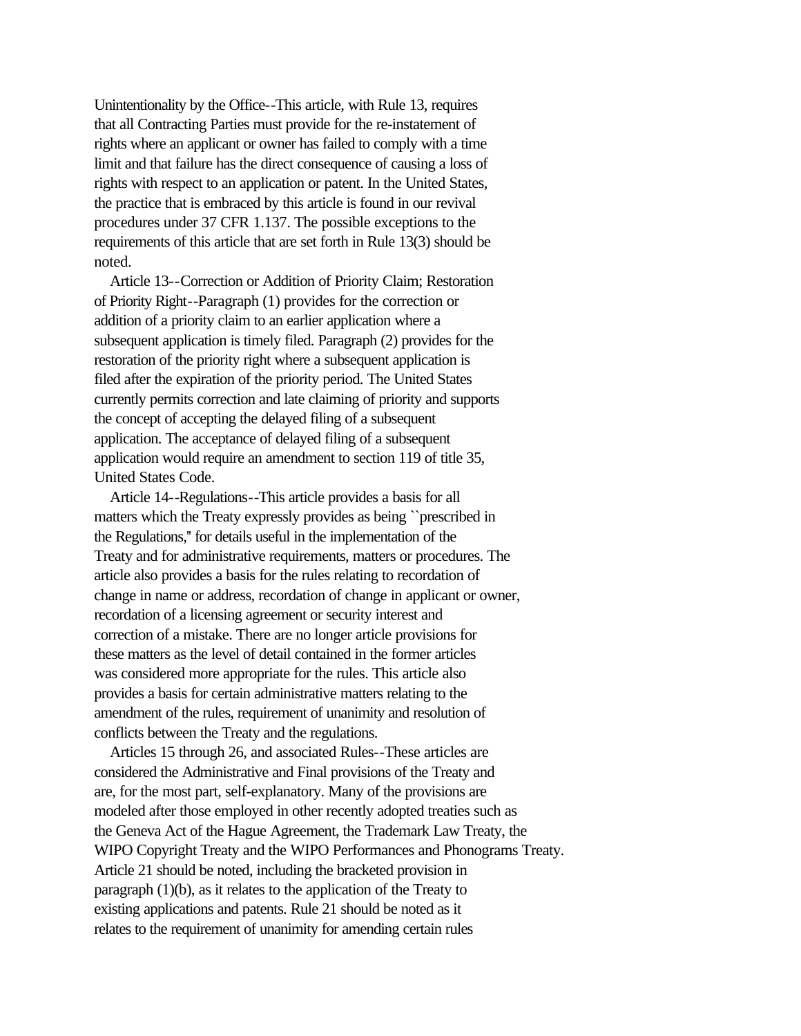Unintentionality by the Office--This article, with Rule 13, requires that all Contracting Parties must provide for the re-instatement of rights where an applicant or owner has failed to comply with a time limit and that failure has the direct consequence of causing a loss of rights with respect to an application or patent. In the United States, the practice that is embraced by this article is found in our revival procedures under 37 CFR 1.137. The possible exceptions to the requirements of this article that are set forth in Rule 13(3) should be noted.

Article 13--Correction or Addition of Priority Claim; Restoration of Priority Right--Paragraph (1) provides for the correction or addition of a priority claim to an earlier application where a subsequent application is timely filed. Paragraph (2) provides for the restoration of the priority right where a subsequent application is filed after the expiration of the priority period. The United States currently permits correction and late claiming of priority and supports the concept of accepting the delayed filing of a subsequent application. The acceptance of delayed filing of a subsequent application would require an amendment to section 119 of title 35, United States Code.

Article 14--Regulations--This article provides a basis for all matters which the Treaty expressly provides as being ``prescribed in the Regulations,'' for details useful in the implementation of the Treaty and for administrative requirements, matters or procedures. The article also provides a basis for the rules relating to recordation of change in name or address, recordation of change in applicant or owner, recordation of a licensing agreement or security interest and correction of a mistake. There are no longer article provisions for these matters as the level of detail contained in the former articles was considered more appropriate for the rules. This article also provides a basis for certain administrative matters relating to the amendment of the rules, requirement of unanimity and resolution of conflicts between the Treaty and the regulations.

Articles 15 through 26, and associated Rules--These articles are considered the Administrative and Final provisions of the Treaty and are, for the most part, self-explanatory. Many of the provisions are modeled after those employed in other recently adopted treaties such as the Geneva Act of the Hague Agreement, the Trademark Law Treaty, the WIPO Copyright Treaty and the WIPO Performances and Phonograms Treaty. Article 21 should be noted, including the bracketed provision in paragraph (1)(b), as it relates to the application of the Treaty to existing applications and patents. Rule 21 should be noted as it relates to the requirement of unanimity for amending certain rules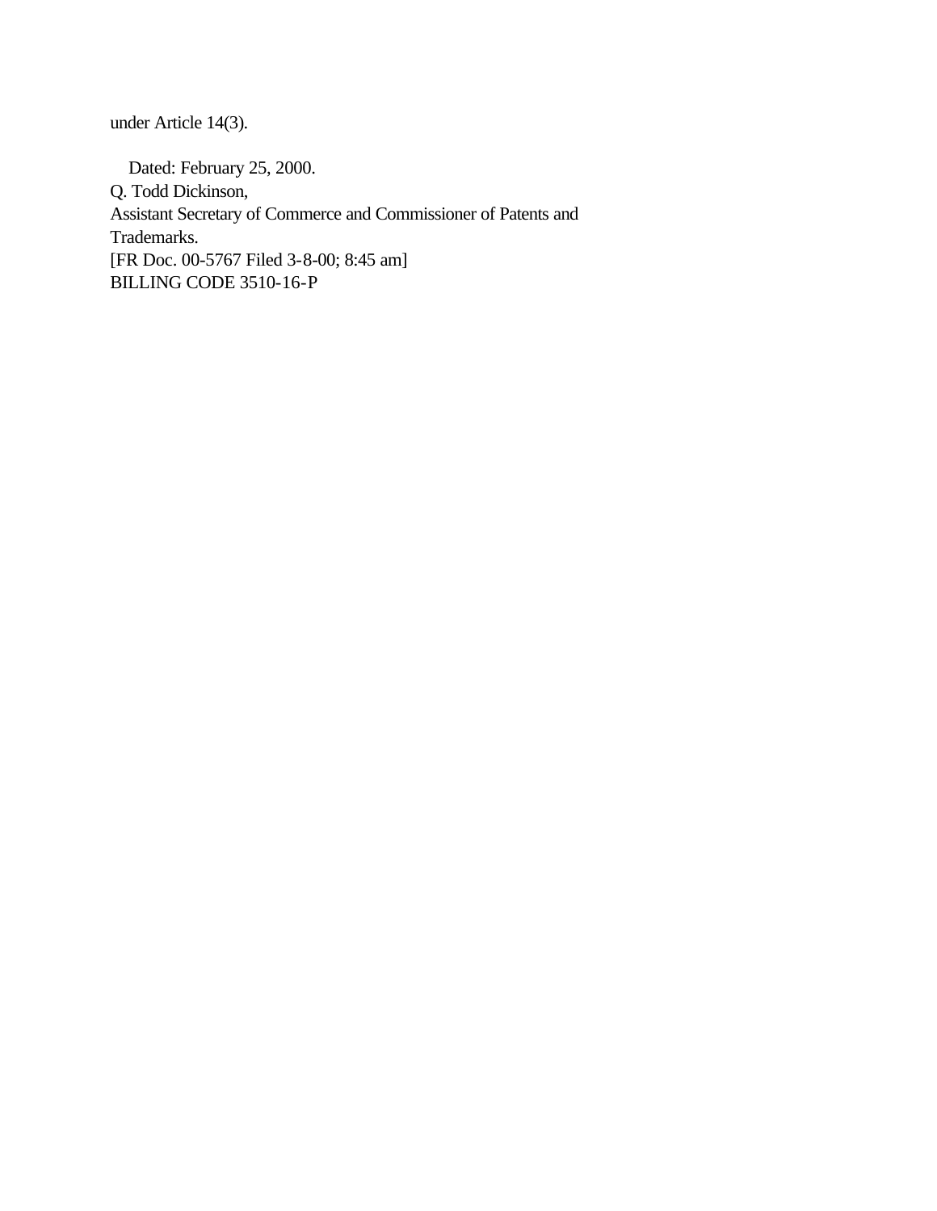under Article 14(3).

Dated: February 25, 2000.

Q. Todd Dickinson,

Assistant Secretary of Commerce and Commissioner of Patents and Trademarks.

[FR Doc. 00-5767 Filed 3-8-00; 8:45 am]

BILLING CODE 3510-16-P